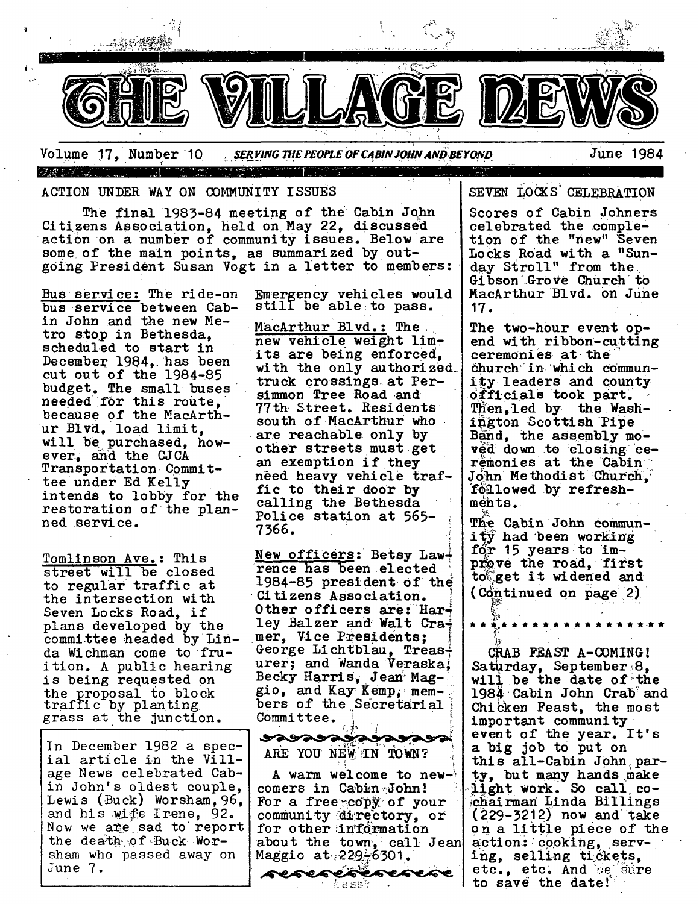# THE VILLAGE NEWS

Volume 17, Number 10 — *SERVING THE PEOPLE OF CABIN JOHN AND BEYOND* — June 1984

## ACTION UNDER WAY ON COMMUNITY ISSUES

The final 1983-84 meeting of the Cabin John Citizens Association, held on May 22, discussed action on a number of community issues. Below are some of the main points, as summarized by outgoing President Susan Vogt in a letter to members:

Bus service: The ride-on bus service between Cabin John and the new Metro stop in Bethesda, scheduled to start in December 1984, has been cut out of the 1984-85 budget. The small buses needed for this route, because of the MacArthur Blvd. load limit, will be purchased, however, and the CJCA Transportation Committee under Ed Kelly intends to lobby for the restoration of the planned service.

Tomlinson Ave.: This street will be closed to regular traffic at the intersection with Seven Locks Road, if plans developed by the committee headed by Linda Wichman come to fruition. A public hearing is being requested on the proposal to block traffic by planting grass at the junction. Emergency vehicles would still be able to pass.

MacArthur Blvd.: The new vehicle weight limits are being enforced, with the only authorized truck crossings at Persimmon Tree Road and 77th Street. Residents south of MacArthur who are reachable only by other streets must get an exemption if they need heavy vehicle traffic to their door by calling the Bethesda Police station at 565-7366.

New officers: Betsy Lawrence has been elected 1984-85 president of the Citizens Association. Other officers are: Harley Balzer and Walt Cramer, Vice Presidents; George Lichtblau, Treasurer; and Wanda Veraska, Becky Harris, Jean Maggio, and Kay Kemp, members of the Secretarial Committee.

In December 1982 a special article in the Village News celebrated Cabin John's oldest couple, Lewis (Buck) Worsham, 96, and his wife Irene, 92. Now we are sad to report the death of Buck Worsham who passed away on June 7.

## ARE YOU NEW IN TOWN?

A warm welcome to newcomers in Cabin John! For a free copy of your community directory, or for other information about the town, call Jean Maggio at 229-6301.

## SEVEN LOCKS CELEBRATION

Scores of Cabin Johners celebrated the completion of the "new" Seven Locks Road with a "Sunday Stroll" from the Gibson Grove Church to MacArthur Blvd. on June 17.

The two-hour event opened with ribbon-cutting ceremonies at the church in which community leaders and county officials took part. Then, led by the Washington Scottish Pipe Band, the assembly moved down to closing ceremonies at the Cabin John Methodist Church, followed by refreshments.

The Cabin John community had been working for 15 years to improve the road, first to get it widened and (Continued on page 2)

* * * * * * * * * * * * * * * * * * *

## CRAB FEAST A-COMING!

Saturday, September 8, will be the date of the 1984 Cabin John Crab and Chicken Feast, the most important community event of the year. It's a big job to put on this all-Cabin John party, but many hands make light work. So call co-chairman Linda Billings (229-3212) now and take on a little piece of the action: cooking, serving, selling tickets, etc., etc. And be sure to save the date!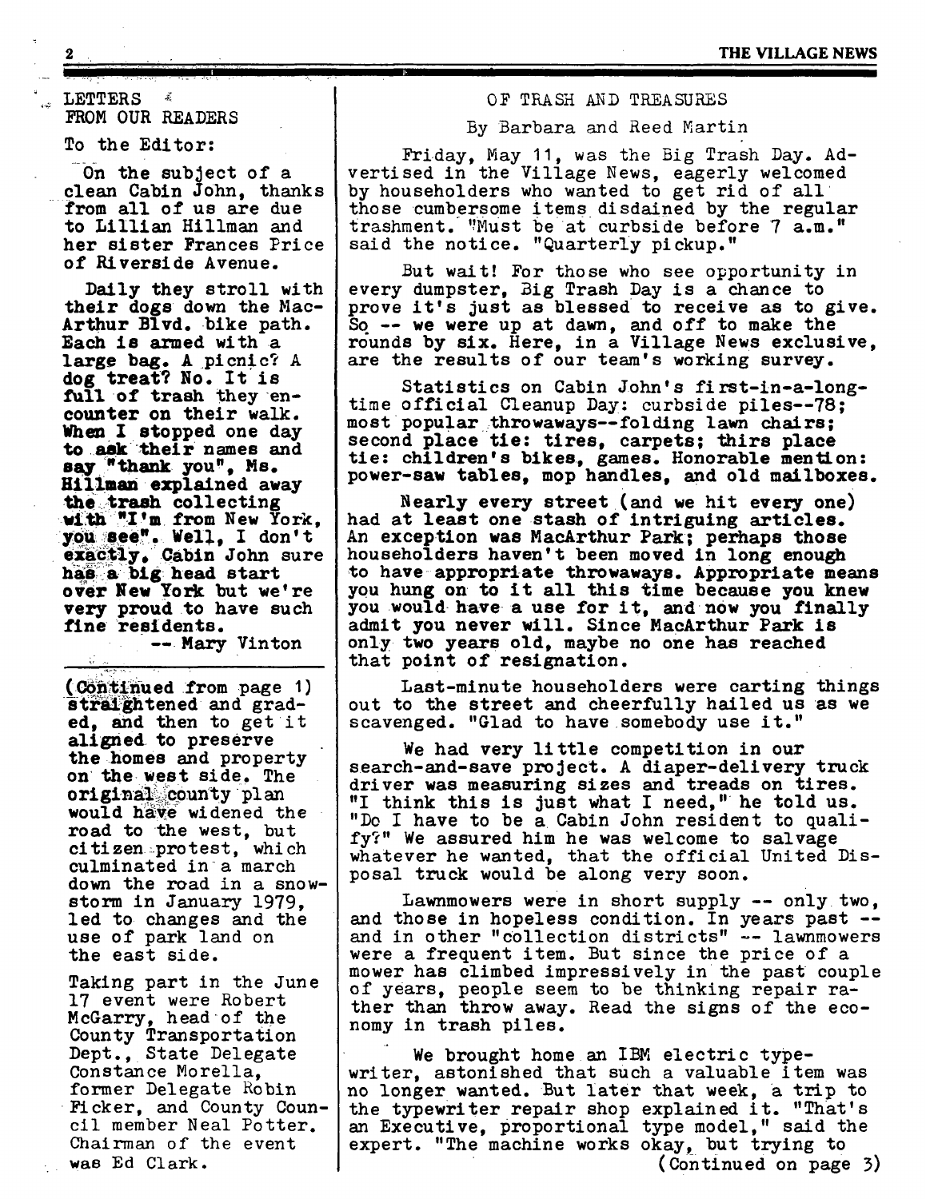## LETTERS FROM OUR READERS

To the Editor:

On the subject of a clean Cabin John, thanks from all of us are due to Lillian Hillman and her sister Frances Price of Riverside Avenue.

Daily they stroll with their dogs down the MacArthur Blvd. bike path. Each is armed with a large bag. A picnic? A dog treat? No. It is full of trash they encounter on their walk. When I stopped one day to ask their names and say "thank you", Ms. Hillman explained away the trash collecting with "I'm from New York, you see". Well, I don't exactly. Cabin John sure has a big head start over New York but we're very proud to have such fine residents.

-- Mary Vinton

---

(Continued from page 1) straightened and graded, and then to get it aligned to preserve the homes and property on the west side. The original county plan would have widened the road to the west, but citizen protest, which culminated in a march down the road in a snowstorm in January 1979, led to changes and the use of park land on the east side.

Taking part in the June 17 event were Robert McGarry, head of the County Transportation Dept., State Delegate Constance Morella, former Delegate Robin Ficker, and County Council member Neal Potter. Chairman of the event was Ed Clark.

## OF TRASH AND TREASURES

By Barbara and Reed Martin

Friday, May 11, was the Big Trash Day. Advertised in the Village News, eagerly welcomed by householders who wanted to get rid of all those cumbersome items disdained by the regular trashment. "Must be at curbside before 7 a.m." said the notice. "Quarterly pickup."

But wait! For those who see opportunity in every dumpster, Big Trash Day is a chance to prove it's just as blessed to receive as to give. So -- we were up at dawn, and off to make the rounds by six. Here, in a Village News exclusive, are the results of our team's working survey.

Statistics on Cabin John's first-in-a-long-time official Cleanup Day: curbside piles--78; most popular throwaways--folding lawn chairs; second place tie: tires, carpets; thirs place tie: children's bikes, games. Honorable mention: power-saw tables, mop handles, and old mailboxes.

Nearly every street (and we hit every one) had at least one stash of intriguing articles. An exception was MacArthur Park; perhaps those householders haven't been moved in long enough to have appropriate throwaways. Appropriate means you hung on to it all this time because you knew you would have a use for it, and now you finally admit you never will. Since MacArthur Park is only two years old, maybe no one has reached that point of resignation.

Last-minute householders were carting things out to the street and cheerfully hailed us as we scavenged. "Glad to have somebody use it."

We had very little competition in our search-and-save project. A diaper-delivery truck driver was measuring sizes and treads on tires. "I think this is just what I need," he told us. "Do I have to be a Cabin John resident to qualify?" We assured him he was welcome to salvage whatever he wanted, that the official United Disposal truck would be along very soon.

Lawnmowers were in short supply -- only two, and those in hopeless condition. In years past -- and in other "collection districts" -- lawnmowers were a frequent item. But since the price of a mower has climbed impressively in the past couple of years, people seem to be thinking repair rather than throw away. Read the signs of the economy in trash piles.

We brought home an IBM electric typewriter, astonished that such a valuable item was no longer wanted. But later that week, a trip to the typewriter repair shop explained it. "That's an Executive, proportional type model," said the expert. "The machine works okay, but trying to

(Continued on page 3)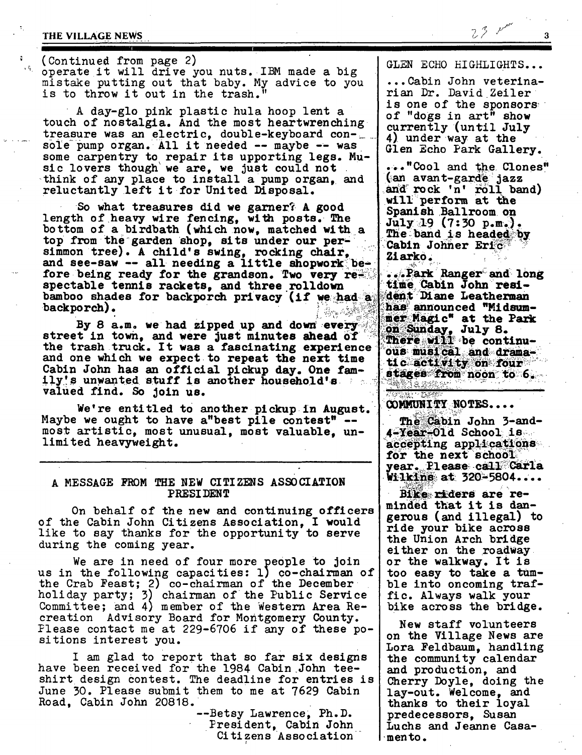(Continued from page 2)
operate it will drive you nuts. IBM made a big mistake putting out that baby. My advice to you is to throw it out in the trash."

A day-glo pink plastic hula hoop lent a touch of nostalgia. And the most heartwrenching treasure was an electric, double-keyboard console pump organ. All it needed -- maybe -- was some carpentry to repair its upporting legs. Music lovers though we are, we just could not think of any place to install a pump organ, and reluctantly left it for United Disposal.

So what treasures did we garner? A good length of heavy wire fencing, with posts. The bottom of a birdbath (which now, matched with a top from the garden shop, sits under our persimmon tree). A child's swing, rocking chair, and see-saw -- all needing a little shopwork before being ready for the grandson. Two very respectable tennis rackets, and three rolldown bamboo shades for backporch privacy (if we had a backporch).

By 8 a.m. we had zipped up and down every street in town, and were just minutes ahead of the trash truck. It was a fascinating experience and one which we expect to repeat the next time Cabin John has an official pickup day. One family's unwanted stuff is another household's valued find. So join us.

We're entitled to another pickup in August. Maybe we ought to have a "best pile contest" -- most artistic, most unusual, most valuable, unlimited heavyweight.

---

## A MESSAGE FROM THE NEW CITIZENS ASSOCIATION PRESIDENT

On behalf of the new and continuing officers of the Cabin John Citizens Association, I would like to say thanks for the opportunity to serve during the coming year.

We are in need of four more people to join us in the following capacities: 1) co-chairman of the Crab Feast; 2) co-chairman of the December holiday party; 3) chairman of the Public Service Committee; and 4) member of the Western Area Recreation Advisory Board for Montgomery County. Please contact me at 229-6706 if any of these positions interest you.

I am glad to report that so far six designs have been received for the 1984 Cabin John tee-shirt design contest. The deadline for entries is June 30. Please submit them to me at 7629 Cabin Road, Cabin John 20818.

--Betsy Lawrence, Ph.D.
President, Cabin John
Citizens Association

---

## GLEN ECHO HIGHLIGHTS...

...Cabin John veterinarian Dr. David Zeiler is one of the sponsors of "dogs in art" show currently (until July 4) under way at the Glen Echo Park Gallery.

..."Cool and the Clones" (an avant-garde jazz and rock 'n' roll band) will perform at the Spanish Ballroom on July 19 (7:30 p.m.). The band is headed by Cabin Johner Eric Ziarko.

...Park Ranger and long time Cabin John resident Diane Leatherman has announced "Midsummer Magic" at the Park on Sunday, July 8. There will be continuous musical and dramatic activity on four stages from noon to 6.

---

## COMMUNITY NOTES....

The Cabin John 3-and-4-Year-Old School is accepting applications for the next school year. Please call Carla Wilkins at 320-5804....

Bike riders are reminded that it is dangerous (and illegal) to ride your bike across the Union Arch bridge either on the roadway or the walkway. It is too easy to take a tumble into oncoming traffic. Always walk your bike across the bridge.

New staff volunteers on the Village News are Lora Feldbaum, handling the community calendar and production, and Cherry Doyle, doing the lay-out. Welcome, and thanks to their loyal predecessors, Susan Luchs and Jeanne Casamento.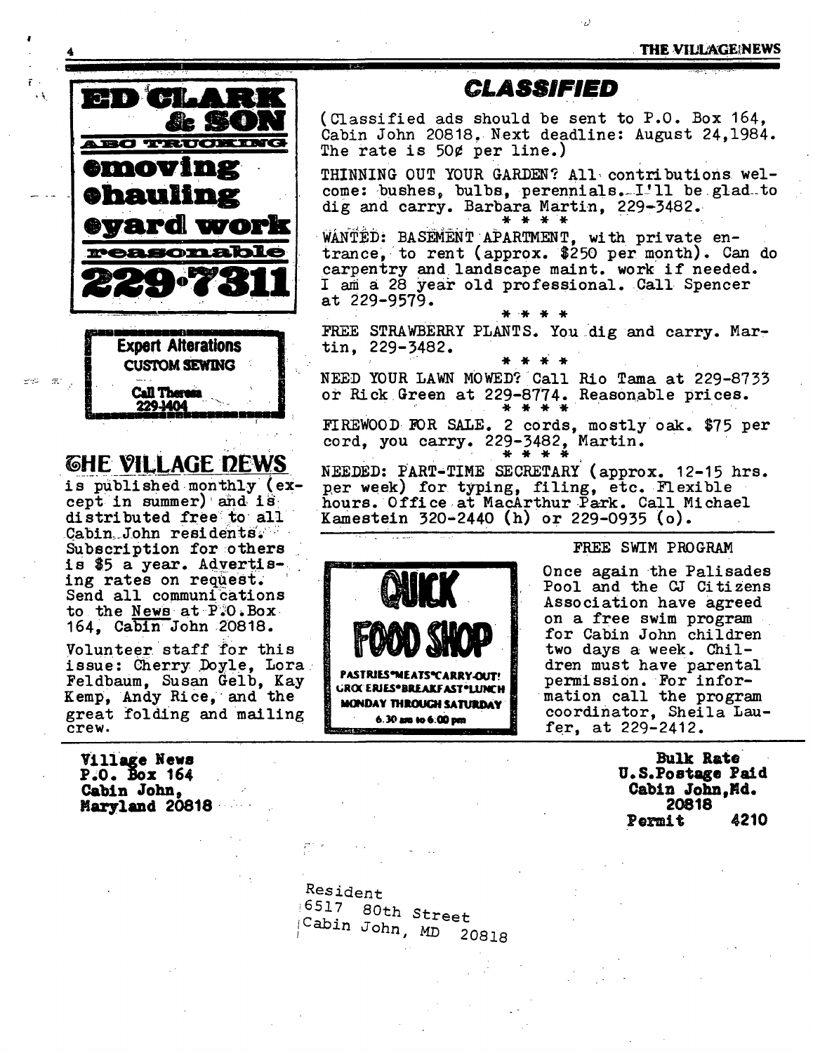**ED CLARK & SON**

**ABC TRUCKING**

**moving**

**hauling**

**yard work**

**reasonable**

**229-7311**

**Expert Alterations**

**CUSTOM SEWING**

**Call Theresa**
**229-1404**

## THE VILLAGE NEWS

is published monthly (except in summer) and is distributed free to all Cabin John residents. Subscription for others is $5 a year. Advertising rates on request. Send all communications to the News at P.O.Box 164, Cabin John 20818.

Volunteer staff for this issue: Cherry Doyle, Lora Feldbaum, Susan Gelb, Kay Kemp, Andy Rice, and the great folding and mailing crew.

## CLASSIFIED

(Classified ads should be sent to P.O. Box 164, Cabin John 20818. Next deadline: August 24,1984. The rate is 50¢ per line.)

THINNING OUT YOUR GARDEN? All contributions welcome: bushes, bulbs, perennials. I'll be glad to dig and carry. Barbara Martin, 229-3482.

* * * *

WANTED: BASEMENT APARTMENT, with private entrance, to rent (approx. $250 per month). Can do carpentry and landscape maint. work if needed. I am a 28 year old professional. Call Spencer at 229-9579.

* * * *

FREE STRAWBERRY PLANTS. You dig and carry. Martin, 229-3482.

* * * *

NEED YOUR LAWN MOWED? Call Rio Tama at 229-8733 or Rick Green at 229-8774. Reasonable prices.

* * * *

FIREWOOD FOR SALE. 2 cords, mostly oak. $75 per cord, you carry. 229-3482, Martin.

* * * *

NEEDED: PART-TIME SECRETARY (approx. 12-15 hrs. per week) for typing, filing, etc. Flexible hours. Office at MacArthur Park. Call Michael Kamestein 320-2440 (h) or 229-0935 (o).

**QUICK FOOD SHOP**

PASTRIES•MEATS•CARRY-OUT! GROCERIES•BREAKFAST•LUNCH
MONDAY THROUGH SATURDAY
6:30 am to 6:00 pm

### FREE SWIM PROGRAM

Once again the Palisades Pool and the CJ Citizens Association have agreed on a free swim program for Cabin John children two days a week. Children must have parental permission. For information call the program coordinator, Sheila Laufer, at 229-2412.

**Village News**
**P.O. Box 164**
**Cabin John,**
**Maryland 20818**

**Bulk Rate**
**U.S.Postage Paid**
**Cabin John,Md.**
**20818**
**Permit 4210**

Resident
6517 80th Street
Cabin John, MD 20818